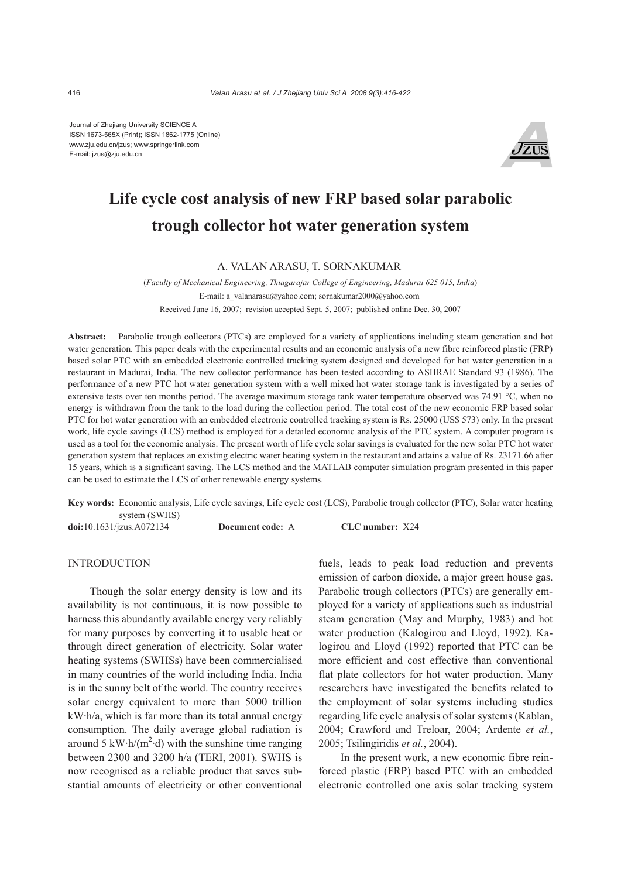Journal of Zhejiang University SCIENCE A
ISSN 1673-565X (Print); ISSN 1862-1775 (Online)
www.zju.edu.cn/jzus; www.springerlink.com
E-mail: jzus@zju.edu.cn

# Life cycle cost analysis of new FRP based solar parabolic trough collector hot water generation system

A. VALAN ARASU, T. SORNAKUMAR

(*Faculty of Mechanical Engineering, Thiagarajar College of Engineering, Madurai 625 015, India*)

E-mail: a_valanarasu@yahoo.com; sornakumar2000@yahoo.com

Received June 16, 2007; revision accepted Sept. 5, 2007; published online Dec. 30, 2007

**Abstract:** Parabolic trough collectors (PTCs) are employed for a variety of applications including steam generation and hot water generation. This paper deals with the experimental results and an economic analysis of a new fibre reinforced plastic (FRP) based solar PTC with an embedded electronic controlled tracking system designed and developed for hot water generation in a restaurant in Madurai, India. The new collector performance has been tested according to ASHRAE Standard 93 (1986). The performance of a new PTC hot water generation system with a well mixed hot water storage tank is investigated by a series of extensive tests over ten months period. The average maximum storage tank water temperature observed was 74.91 °C, when no energy is withdrawn from the tank to the load during the collection period. The total cost of the new economic FRP based solar PTC for hot water generation with an embedded electronic controlled tracking system is Rs. 25000 (US$ 573) only. In the present work, life cycle savings (LCS) method is employed for a detailed economic analysis of the PTC system. A computer program is used as a tool for the economic analysis. The present worth of life cycle solar savings is evaluated for the new solar PTC hot water generation system that replaces an existing electric water heating system in the restaurant and attains a value of Rs. 23171.66 after 15 years, which is a significant saving. The LCS method and the MATLAB computer simulation program presented in this paper can be used to estimate the LCS of other renewable energy systems.

**Key words:** Economic analysis, Life cycle savings, Life cycle cost (LCS), Parabolic trough collector (PTC), Solar water heating system (SWHS)

**doi:**10.1631/jzus.A072134 **Document code:** A **CLC number:** X24

## INTRODUCTION

Though the solar energy density is low and its availability is not continuous, it is now possible to harness this abundantly available energy very reliably for many purposes by converting it to usable heat or through direct generation of electricity. Solar water heating systems (SWHSs) have been commercialised in many countries of the world including India. India is in the sunny belt of the world. The country receives solar energy equivalent to more than 5000 trillion kW·h/a, which is far more than its total annual energy consumption. The daily average global radiation is around 5 $kW·h/(m^2·d)$ with the sunshine time ranging between 2300 and 3200 h/a (TERI, 2001). SWHS is now recognised as a reliable product that saves substantial amounts of electricity or other conventional fuels, leads to peak load reduction and prevents emission of carbon dioxide, a major green house gas. Parabolic trough collectors (PTCs) are generally employed for a variety of applications such as industrial steam generation (May and Murphy, 1983) and hot water production (Kalogirou and Lloyd, 1992). Kalogirou and Lloyd (1992) reported that PTC can be more efficient and cost effective than conventional flat plate collectors for hot water production. Many researchers have investigated the benefits related to the employment of solar systems including studies regarding life cycle analysis of solar systems (Kablan, 2004; Crawford and Treloar, 2004; Ardente *et al.*, 2005; Tsilingiridis *et al.*, 2004).

In the present work, a new economic fibre reinforced plastic (FRP) based PTC with an embedded electronic controlled one axis solar tracking system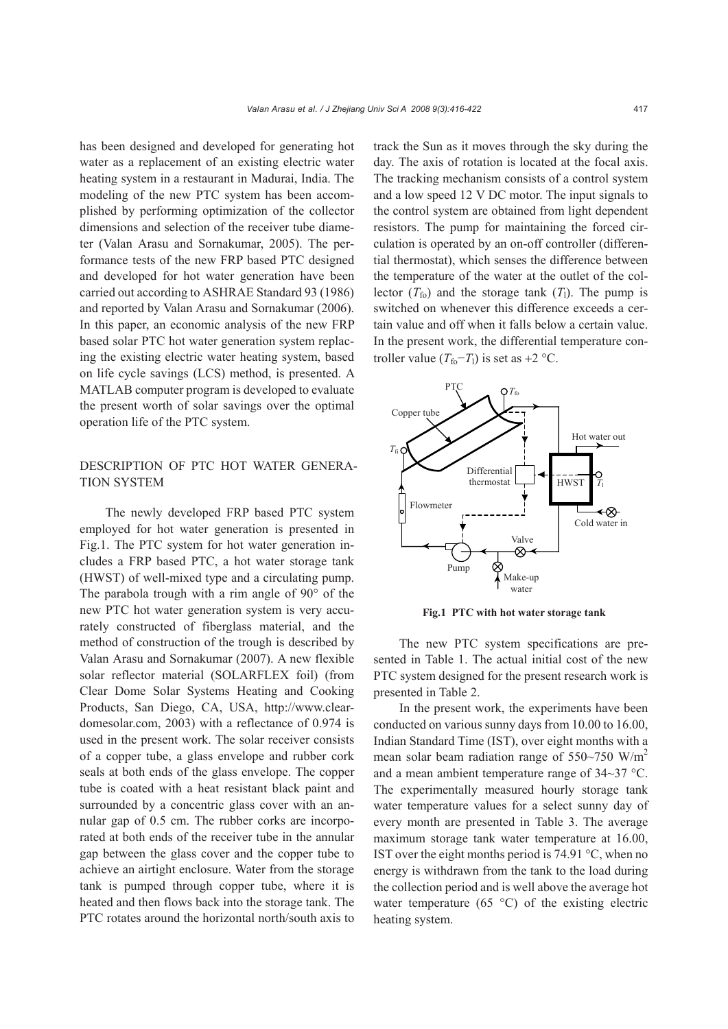has been designed and developed for generating hot water as a replacement of an existing electric water heating system in a restaurant in Madurai, India. The modeling of the new PTC system has been accomplished by performing optimization of the collector dimensions and selection of the receiver tube diameter (Valan Arasu and Sornakumar, 2005). The performance tests of the new FRP based PTC designed and developed for hot water generation have been carried out according to ASHRAE Standard 93 (1986) and reported by Valan Arasu and Sornakumar (2006). In this paper, an economic analysis of the new FRP based solar PTC hot water generation system replacing the existing electric water heating system, based on life cycle savings (LCS) method, is presented. A MATLAB computer program is developed to evaluate the present worth of solar savings over the optimal operation life of the PTC system.

## DESCRIPTION OF PTC HOT WATER GENERATION SYSTEM

The newly developed FRP based PTC system employed for hot water generation is presented in Fig.1. The PTC system for hot water generation includes a FRP based PTC, a hot water storage tank (HWST) of well-mixed type and a circulating pump. The parabola trough with a rim angle of 90° of the new PTC hot water generation system is very accurately constructed of fiberglass material, and the method of construction of the trough is described by Valan Arasu and Sornakumar (2007). A new flexible solar reflector material (SOLARFLEX foil) (from Clear Dome Solar Systems Heating and Cooking Products, San Diego, CA, USA, http://www.cleardomesolar.com, 2003) with a reflectance of 0.974 is used in the present work. The solar receiver consists of a copper tube, a glass envelope and rubber cork seals at both ends of the glass envelope. The copper tube is coated with a heat resistant black paint and surrounded by a concentric glass cover with an annular gap of 0.5 cm. The rubber corks are incorporated at both ends of the receiver tube in the annular gap between the glass cover and the copper tube to achieve an airtight enclosure. Water from the storage tank is pumped through copper tube, where it is heated and then flows back into the storage tank. The PTC rotates around the horizontal north/south axis to track the Sun as it moves through the sky during the day. The axis of rotation is located at the focal axis. The tracking mechanism consists of a control system and a low speed 12 V DC motor. The input signals to the control system are obtained from light dependent resistors. The pump for maintaining the forced circulation is operated by an on-off controller (differential thermostat), which senses the difference between the temperature of the water at the outlet of the collector ($T_{fo}$) and the storage tank ($T_l$). The pump is switched on whenever this difference exceeds a certain value and off when it falls below a certain value. In the present work, the differential temperature controller value ($T_{fo}-T_l$) is set as +2 °C.

**Fig.1 PTC with hot water storage tank**

The new PTC system specifications are presented in Table 1. The actual initial cost of the new PTC system designed for the present research work is presented in Table 2.

In the present work, the experiments have been conducted on various sunny days from 10.00 to 16.00, Indian Standard Time (IST), over eight months with a mean solar beam radiation range of 550~750 W/m$^2$ and a mean ambient temperature range of 34~37 °C. The experimentally measured hourly storage tank water temperature values for a select sunny day of every month are presented in Table 3. The average maximum storage tank water temperature at 16.00, IST over the eight months period is 74.91 °C, when no energy is withdrawn from the tank to the load during the collection period and is well above the average hot water temperature (65 °C) of the existing electric heating system.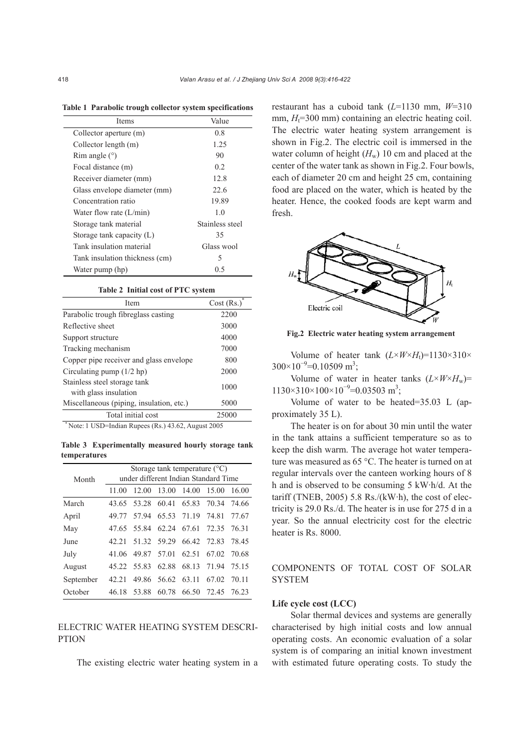**Table 1 Parabolic trough collector system specifications**

| Items | Value |
|---|---|
| Collector aperture (m) | 0.8 |
| Collector length (m) | 1.25 |
| Rim angle (°) | 90 |
| Focal distance (m) | 0.2 |
| Receiver diameter (mm) | 12.8 |
| Glass envelope diameter (mm) | 22.6 |
| Concentration ratio | 19.89 |
| Water flow rate (L/min) | 1.0 |
| Storage tank material | Stainless steel |
| Storage tank capacity (L) | 35 |
| Tank insulation material | Glass wool |
| Tank insulation thickness (cm) | 5 |
| Water pump (hp) | 0.5 |

**Table 2 Initial cost of PTC system**

| Item | Cost (Rs.)* |
|---|---|
| Parabolic trough fibreglass casting | 2200 |
| Reflective sheet | 3000 |
| Support structure | 4000 |
| Tracking mechanism | 7000 |
| Copper pipe receiver and glass envelope | 800 |
| Circulating pump (1/2 hp) | 2000 |
| Stainless steel storage tank with glass insulation | 1000 |
| Miscellaneous (piping, insulation, etc.) | 5000 |
| Total initial cost | 25000 |

* Note: 1 USD=Indian Rupees (Rs.) 43.62, August 2005

**Table 3 Experimentally measured hourly storage tank temperatures**

| Month | Storage tank temperature (°C) under different Indian Standard Time | | | | | |
|---|---|---|---|---|---|---|
| | 11.00 | 12.00 | 13.00 | 14.00 | 15.00 | 16.00 |
| March | 43.65 | 53.28 | 60.41 | 65.83 | 70.34 | 74.66 |
| April | 49.77 | 57.94 | 65.53 | 71.19 | 74.81 | 77.67 |
| May | 47.65 | 55.84 | 62.24 | 67.61 | 72.35 | 76.31 |
| June | 42.21 | 51.32 | 59.29 | 66.42 | 72.83 | 78.45 |
| July | 41.06 | 49.87 | 57.01 | 62.51 | 67.02 | 70.68 |
| August | 45.22 | 55.83 | 62.88 | 68.13 | 71.94 | 75.15 |
| September | 42.21 | 49.86 | 56.62 | 63.11 | 67.02 | 70.11 |
| October | 46.18 | 53.88 | 60.78 | 66.50 | 72.45 | 76.23 |

## ELECTRIC WATER HEATING SYSTEM DESCRIPTION

The existing electric water heating system in a restaurant has a cuboid tank ($L$=1130 mm, $W$=310 mm, $H_t$=300 mm) containing an electric heating coil. The electric water heating system arrangement is shown in Fig.2. The electric coil is immersed in the water column of height ($H_w$) 10 cm and placed at the center of the water tank as shown in Fig.2. Four bowls, each of diameter 20 cm and height 25 cm, containing food are placed on the water, which is heated by the heater. Hence, the cooked foods are kept warm and fresh.

**Fig.2 Electric water heating system arrangement**

Volume of heater tank ($L \times W \times H_t$)=1130×310×300×$10^{-9}$=0.10509 $m^3$;

Volume of water in heater tanks ($L \times W \times H_w$)=1130×310×100×$10^{-9}$=0.03503 $m^3$;

Volume of water to be heated=35.03 L (approximately 35 L).

The heater is on for about 30 min until the water in the tank attains a sufficient temperature so as to keep the dish warm. The average hot water temperature was measured as 65 °C. The heater is turned on at regular intervals over the canteen working hours of 8 h and is observed to be consuming 5 kW·h/d. At the tariff (TNEB, 2005) 5.8 Rs./(kW·h), the cost of electricity is 29.0 Rs./d. The heater is in use for 275 d in a year. So the annual electricity cost for the electric heater is Rs. 8000.

## COMPONENTS OF TOTAL COST OF SOLAR SYSTEM

### Life cycle cost (LCC)

Solar thermal devices and systems are generally characterised by high initial costs and low annual operating costs. An economic evaluation of a solar system is of comparing an initial known investment with estimated future operating costs. To study the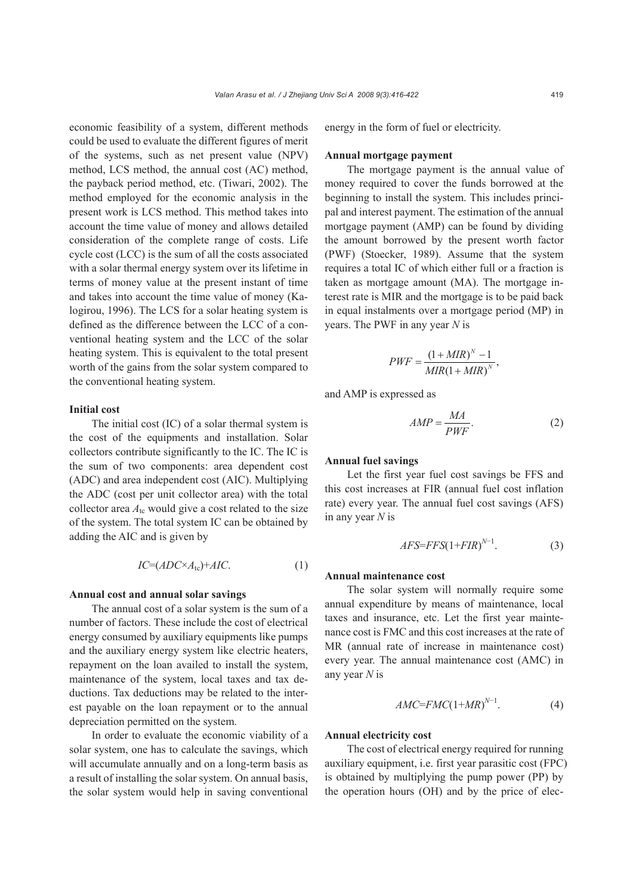economic feasibility of a system, different methods could be used to evaluate the different figures of merit of the systems, such as net present value (NPV) method, LCS method, the annual cost (AC) method, the payback period method, etc. (Tiwari, 2002). The method employed for the economic analysis in the present work is LCS method. This method takes into account the time value of money and allows detailed consideration of the complete range of costs. Life cycle cost (LCC) is the sum of all the costs associated with a solar thermal energy system over its lifetime in terms of money value at the present instant of time and takes into account the time value of money (Kalogirou, 1996). The LCS for a solar heating system is defined as the difference between the LCC of a conventional heating system and the LCC of the solar heating system. This is equivalent to the total present worth of the gains from the solar system compared to the conventional heating system.

**Initial cost**

The initial cost (IC) of a solar thermal system is the cost of the equipments and installation. Solar collectors contribute significantly to the IC. The IC is the sum of two components: area dependent cost (ADC) and area independent cost (AIC). Multiplying the ADC (cost per unit collector area) with the total collector area $A_{tc}$ would give a cost related to the size of the system. The total system IC can be obtained by adding the AIC and is given by

$$IC=(ADC\times A_{tc})+AIC. \tag{1}$$

**Annual cost and annual solar savings**

The annual cost of a solar system is the sum of a number of factors. These include the cost of electrical energy consumed by auxiliary equipments like pumps and the auxiliary energy system like electric heaters, repayment on the loan availed to install the system, maintenance of the system, local taxes and tax deductions. Tax deductions may be related to the interest payable on the loan repayment or to the annual depreciation permitted on the system.

In order to evaluate the economic viability of a solar system, one has to calculate the savings, which will accumulate annually and on a long-term basis as a result of installing the solar system. On annual basis, the solar system would help in saving conventional energy in the form of fuel or electricity.

**Annual mortgage payment**

The mortgage payment is the annual value of money required to cover the funds borrowed at the beginning to install the system. This includes principal and interest payment. The estimation of the annual mortgage payment (AMP) can be found by dividing the amount borrowed by the present worth factor (PWF) (Stoecker, 1989). Assume that the system requires a total IC of which either full or a fraction is taken as mortgage amount (MA). The mortgage interest rate is MIR and the mortgage is to be paid back in equal instalments over a mortgage period (MP) in years. The PWF in any year $N$ is

$$PWF=\frac{(1+MIR)^{N}-1}{MIR(1+MIR)^{N}},$$

and AMP is expressed as

$$AMP=\frac{MA}{PWF}. \tag{2}$$

**Annual fuel savings**

Let the first year fuel cost savings be FFS and this cost increases at FIR (annual fuel cost inflation rate) every year. The annual fuel cost savings (AFS) in any year $N$ is

$$AFS=FFS(1+FIR)^{N-1}. \tag{3}$$

**Annual maintenance cost**

The solar system will normally require some annual expenditure by means of maintenance, local taxes and insurance, etc. Let the first year maintenance cost is FMC and this cost increases at the rate of MR (annual rate of increase in maintenance cost) every year. The annual maintenance cost (AMC) in any year $N$ is

$$AMC=FMC(1+MR)^{N-1}. \tag{4}$$

**Annual electricity cost**

The cost of electrical energy required for running auxiliary equipment, i.e. first year parasitic cost (FPC) is obtained by multiplying the pump power (PP) by the operation hours (OH) and by the price of elec-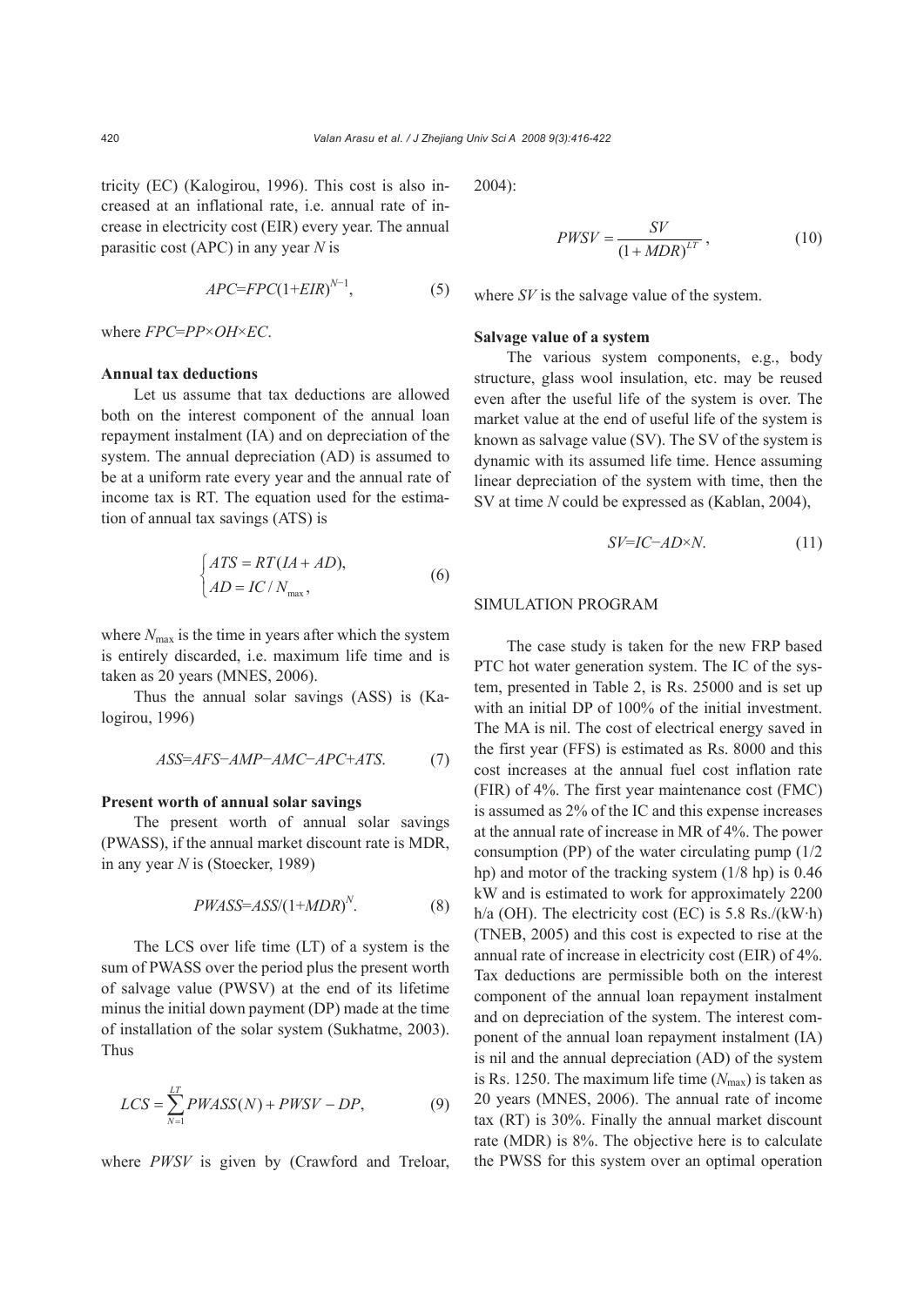tricity (EC) (Kalogirou, 1996). This cost is also increased at an inflational rate, i.e. annual rate of increase in electricity cost (EIR) every year. The annual parasitic cost (APC) in any year $N$ is

$$APC=FPC(1+EIR)^{N-1}, \tag{5}$$

where $FPC=PP\times OH\times EC$.

**Annual tax deductions**

Let us assume that tax deductions are allowed both on the interest component of the annual loan repayment instalment (IA) and on depreciation of the system. The annual depreciation (AD) is assumed to be at a uniform rate every year and the annual rate of income tax is RT. The equation used for the estimation of annual tax savings (ATS) is

$$\begin{cases} ATS = RT(IA + AD), \\ AD = IC / N_{\max}, \end{cases} \tag{6}$$

where $N_{\max}$ is the time in years after which the system is entirely discarded, i.e. maximum life time and is taken as 20 years (MNES, 2006).

Thus the annual solar savings (ASS) is (Kalogirou, 1996)

$$ASS=AFS-AMP-AMC-APC+ATS. \tag{7}$$

**Present worth of annual solar savings**

The present worth of annual solar savings (PWASS), if the annual market discount rate is MDR, in any year $N$ is (Stoecker, 1989)

$$PWASS=ASS/(1+MDR)^{N}. \tag{8}$$

The LCS over life time (LT) of a system is the sum of PWASS over the period plus the present worth of salvage value (PWSV) at the end of its lifetime minus the initial down payment (DP) made at the time of installation of the solar system (Sukhatme, 2003). Thus

$$LCS = \sum_{N=1}^{LT} PWASS(N) + PWSV - DP, \tag{9}$$

where $PWSV$ is given by (Crawford and Treloar, 2004):

$$PWSV = \frac{SV}{(1+MDR)^{LT}}, \tag{10}$$

where $SV$ is the salvage value of the system.

**Salvage value of a system**

The various system components, e.g., body structure, glass wool insulation, etc. may be reused even after the useful life of the system is over. The market value at the end of useful life of the system is known as salvage value (SV). The SV of the system is dynamic with its assumed life time. Hence assuming linear depreciation of the system with time, then the SV at time $N$ could be expressed as (Kablan, 2004),

$$SV=IC-AD\times N. \tag{11}$$

## SIMULATION PROGRAM

The case study is taken for the new FRP based PTC hot water generation system. The IC of the system, presented in Table 2, is Rs. 25000 and is set up with an initial DP of 100% of the initial investment. The MA is nil. The cost of electrical energy saved in the first year (FFS) is estimated as Rs. 8000 and this cost increases at the annual fuel cost inflation rate (FIR) of 4%. The first year maintenance cost (FMC) is assumed as 2% of the IC and this expense increases at the annual rate of increase in MR of 4%. The power consumption (PP) of the water circulating pump (1/2 hp) and motor of the tracking system (1/8 hp) is 0.46 kW and is estimated to work for approximately 2200 h/a (OH). The electricity cost (EC) is 5.8 Rs./(kW·h) (TNEB, 2005) and this cost is expected to rise at the annual rate of increase in electricity cost (EIR) of 4%. Tax deductions are permissible both on the interest component of the annual loan repayment instalment and on depreciation of the system. The interest component of the annual loan repayment instalment (IA) is nil and the annual depreciation (AD) of the system is Rs. 1250. The maximum life time ($N_{\max}$) is taken as 20 years (MNES, 2006). The annual rate of income tax (RT) is 30%. Finally the annual market discount rate (MDR) is 8%. The objective here is to calculate the PWSS for this system over an optimal operation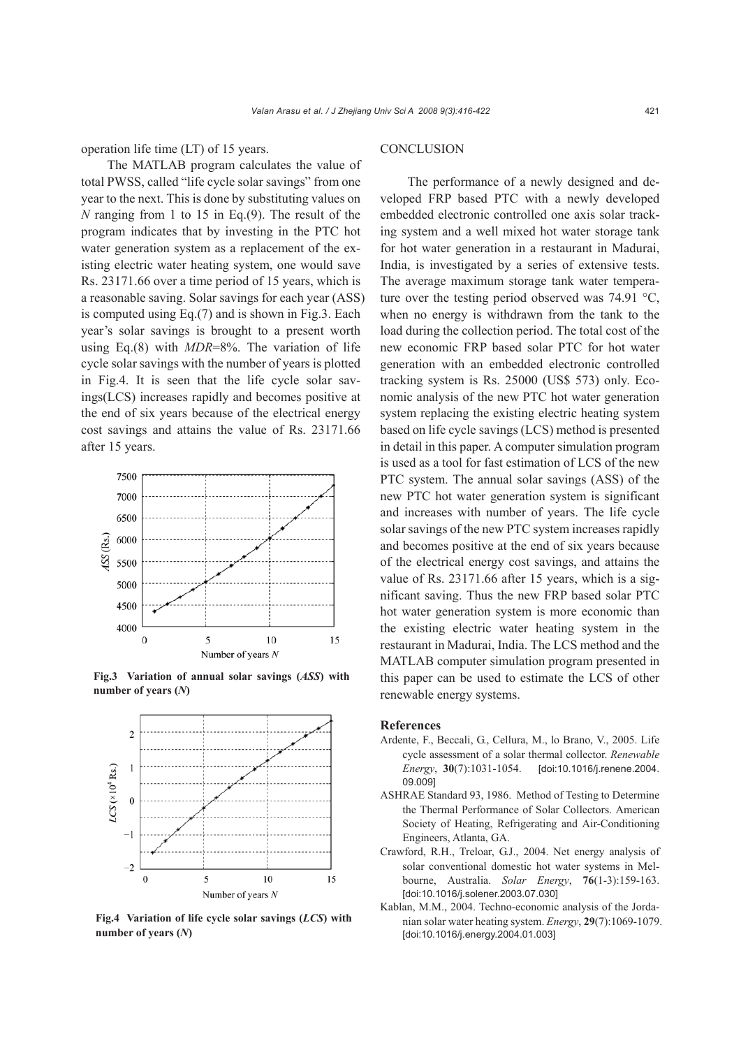operation life time (LT) of 15 years.

The MATLAB program calculates the value of total PWSS, called "life cycle solar savings" from one year to the next. This is done by substituting values on $N$ ranging from 1 to 15 in Eq.(9). The result of the program indicates that by investing in the PTC hot water generation system as a replacement of the existing electric water heating system, one would save Rs. 23171.66 over a time period of 15 years, which is a reasonable saving. Solar savings for each year (ASS) is computed using Eq.(7) and is shown in Fig.3. Each year's solar savings is brought to a present worth using Eq.(8) with $MDR$=8%. The variation of life cycle solar savings with the number of years is plotted in Fig.4. It is seen that the life cycle solar savings(LCS) increases rapidly and becomes positive at the end of six years because of the electrical energy cost savings and attains the value of Rs. 23171.66 after 15 years.

**Fig.3 Variation of annual solar savings (*ASS*) with number of years (*N*)**

**Fig.4 Variation of life cycle solar savings (*LCS*) with number of years (*N*)**

## CONCLUSION

The performance of a newly designed and developed FRP based PTC with a newly developed embedded electronic controlled one axis solar tracking system and a well mixed hot water storage tank for hot water generation in a restaurant in Madurai, India, is investigated by a series of extensive tests. The average maximum storage tank water temperature over the testing period observed was 74.91 °C, when no energy is withdrawn from the tank to the load during the collection period. The total cost of the new economic FRP based solar PTC for hot water generation with an embedded electronic controlled tracking system is Rs. 25000 (US$ 573) only. Economic analysis of the new PTC hot water generation system replacing the existing electric heating system based on life cycle savings (LCS) method is presented in detail in this paper. A computer simulation program is used as a tool for fast estimation of LCS of the new PTC system. The annual solar savings (ASS) of the new PTC hot water generation system is significant and increases with number of years. The life cycle solar savings of the new PTC system increases rapidly and becomes positive at the end of six years because of the electrical energy cost savings, and attains the value of Rs. 23171.66 after 15 years, which is a significant saving. Thus the new FRP based solar PTC hot water generation system is more economic than the existing electric water heating system in the restaurant in Madurai, India. The LCS method and the MATLAB computer simulation program presented in this paper can be used to estimate the LCS of other renewable energy systems.

### References

Ardente, F., Beccali, G., Cellura, M., lo Brano, V., 2005. Life cycle assessment of a solar thermal collector. *Renewable Energy*, **30**(7):1031-1054. [doi:10.1016/j.renene.2004.09.009]

ASHRAE Standard 93, 1986. Method of Testing to Determine the Thermal Performance of Solar Collectors. American Society of Heating, Refrigerating and Air-Conditioning Engineers, Atlanta, GA.

Crawford, R.H., Treloar, G.J., 2004. Net energy analysis of solar conventional domestic hot water systems in Melbourne, Australia. *Solar Energy*, **76**(1-3):159-163. [doi:10.1016/j.solener.2003.07.030]

Kablan, M.M., 2004. Techno-economic analysis of the Jordanian solar water heating system. *Energy*, **29**(7):1069-1079. [doi:10.1016/j.energy.2004.01.003]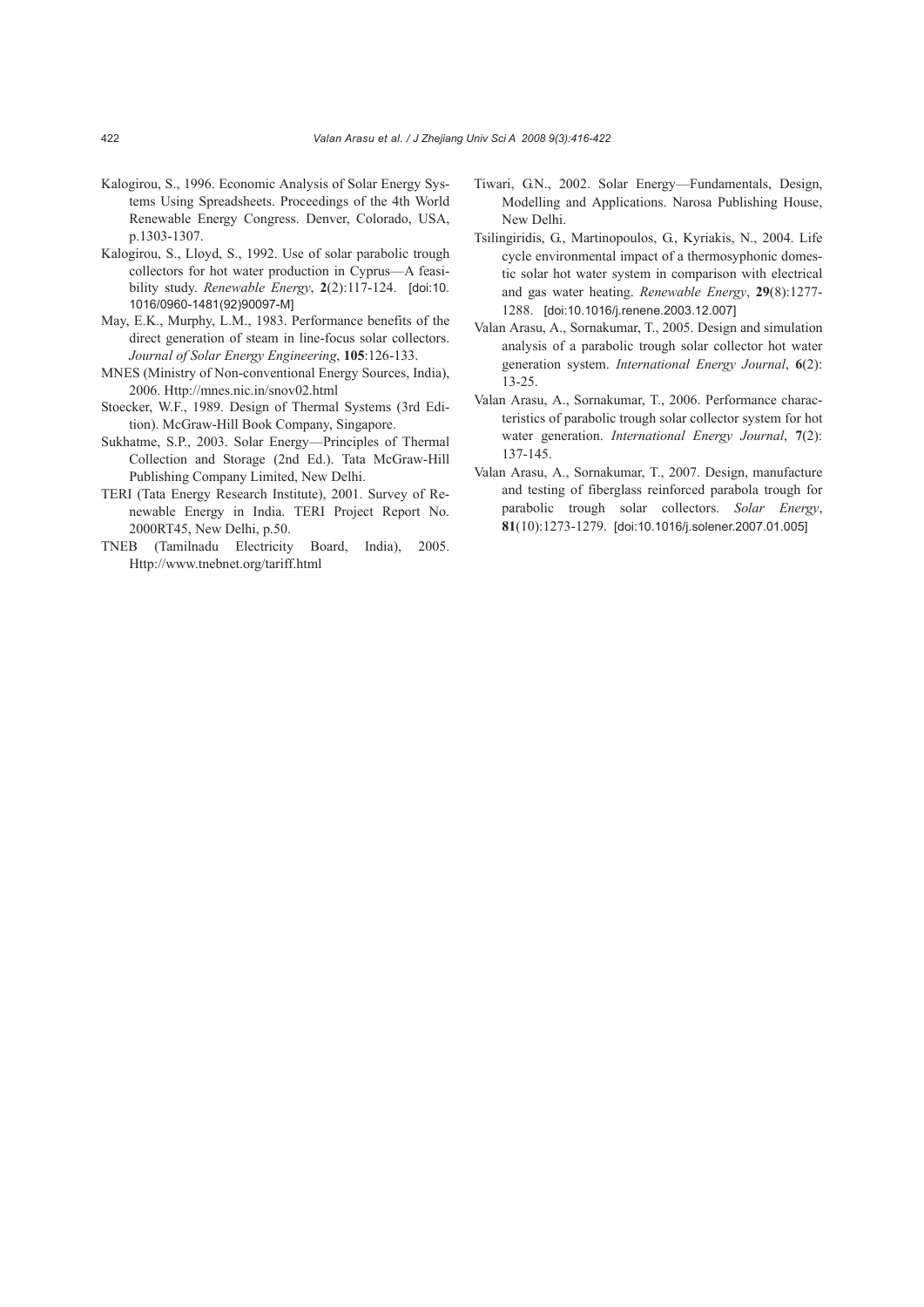Kalogirou, S., 1996. Economic Analysis of Solar Energy Systems Using Spreadsheets. Proceedings of the 4th World Renewable Energy Congress. Denver, Colorado, USA, p.1303-1307.

Kalogirou, S., Lloyd, S., 1992. Use of solar parabolic trough collectors for hot water production in Cyprus—A feasibility study. *Renewable Energy*, **2**(2):117-124. [doi:10.1016/0960-1481(92)90097-M]

May, E.K., Murphy, L.M., 1983. Performance benefits of the direct generation of steam in line-focus solar collectors. *Journal of Solar Energy Engineering*, **105**:126-133.

MNES (Ministry of Non-conventional Energy Sources, India), 2006. Http://mnes.nic.in/snov02.html

Stoecker, W.F., 1989. Design of Thermal Systems (3rd Edition). McGraw-Hill Book Company, Singapore.

Sukhatme, S.P., 2003. Solar Energy—Principles of Thermal Collection and Storage (2nd Ed.). Tata McGraw-Hill Publishing Company Limited, New Delhi.

TERI (Tata Energy Research Institute), 2001. Survey of Renewable Energy in India. TERI Project Report No. 2000RT45, New Delhi, p.50.

TNEB (Tamilnadu Electricity Board, India), 2005. Http://www.tnebnet.org/tariff.html

Tiwari, G.N., 2002. Solar Energy—Fundamentals, Design, Modelling and Applications. Narosa Publishing House, New Delhi.

Tsilingiridis, G., Martinopoulos, G., Kyriakis, N., 2004. Life cycle environmental impact of a thermosyphonic domestic solar hot water system in comparison with electrical and gas water heating. *Renewable Energy*, **29**(8):1277-1288. [doi:10.1016/j.renene.2003.12.007]

Valan Arasu, A., Sornakumar, T., 2005. Design and simulation analysis of a parabolic trough solar collector hot water generation system. *International Energy Journal*, **6**(2): 13-25.

Valan Arasu, A., Sornakumar, T., 2006. Performance characteristics of parabolic trough solar collector system for hot water generation. *International Energy Journal*, **7**(2): 137-145.

Valan Arasu, A., Sornakumar, T., 2007. Design, manufacture and testing of fiberglass reinforced parabola trough for parabolic trough solar collectors. *Solar Energy*, **81**(10):1273-1279. [doi:10.1016/j.solener.2007.01.005]